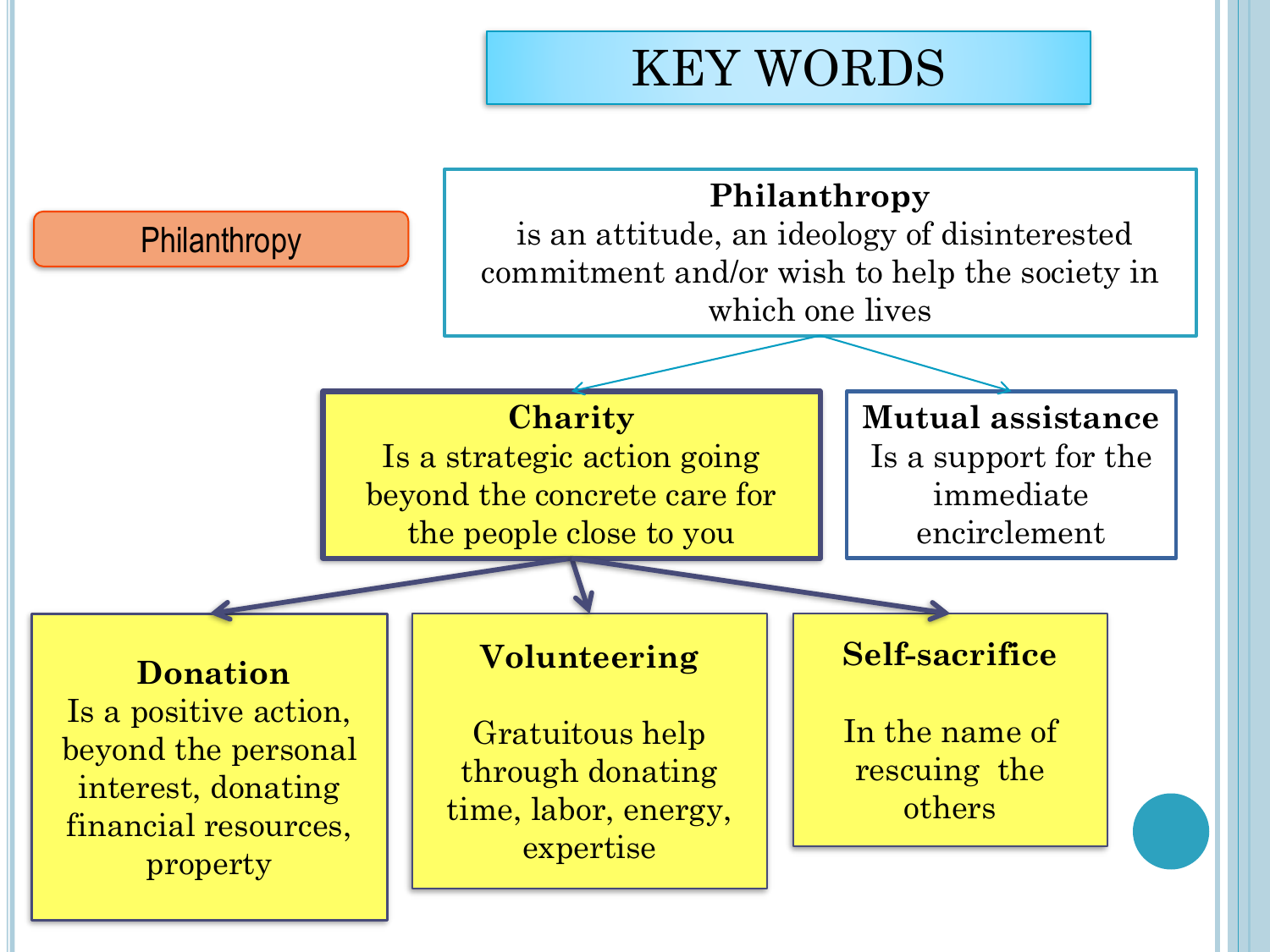# KEY WORDS

**Philanthropy**

**Philanthropy**
is an attitude, an ideology of disinterested commitment and/or wish to help the society in which one lives

**Charity**
Is a strategic action going beyond the concrete care for the people close to you

**Mutual assistance**
Is a support for the immediate encirclement

**Donation**
Is a positive action, beyond the personal interest, donating financial resources, property

**Volunteering**

Gratuitous help through donating time, labor, energy, expertise

**Self-sacrifice**

In the name of rescuing the others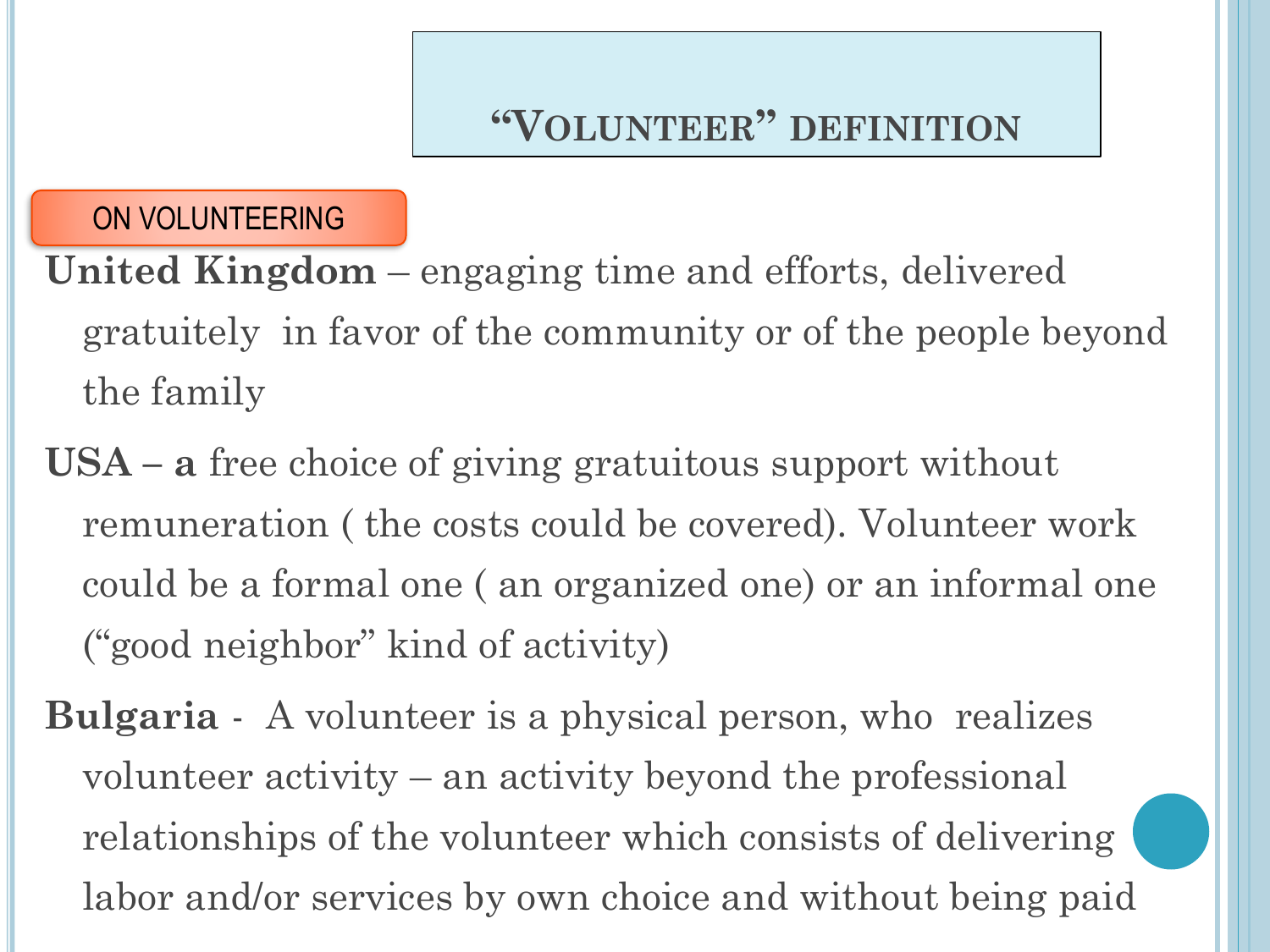# "Volunteer" definition

ON VOLUNTEERING

**United Kingdom** – engaging time and efforts, delivered gratuitely in favor of the community or of the people beyond the family

**USA – a** free choice of giving gratuitous support without remuneration ( the costs could be covered). Volunteer work could be a formal one ( an organized one) or an informal one ("good neighbor" kind of activity)

**Bulgaria** - A volunteer is a physical person, who realizes volunteer activity – an activity beyond the professional relationships of the volunteer which consists of delivering labor and/or services by own choice and without being paid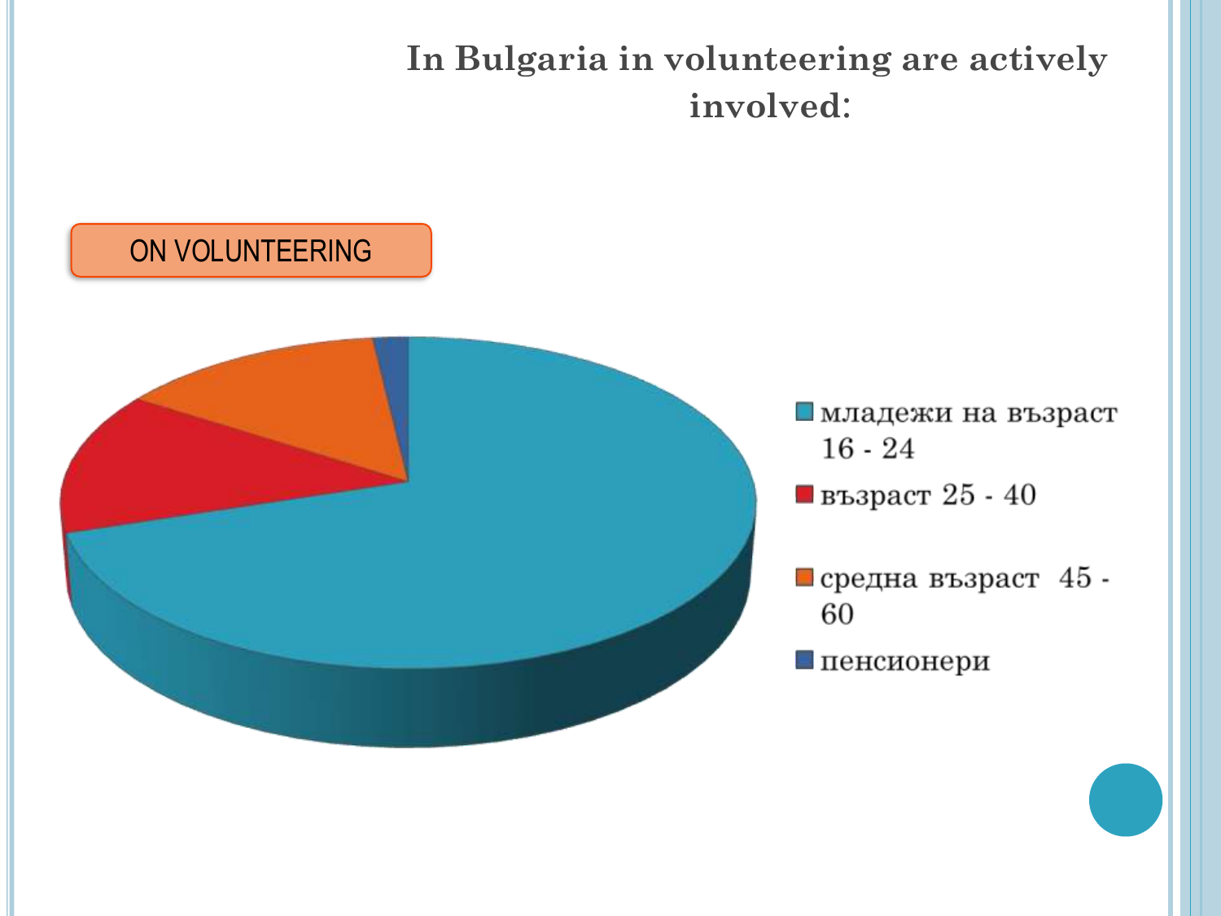# In Bulgaria in volunteering are actively involved:

ON VOLUNTEERING

- младежи на възраст 16 - 24
- възраст 25 - 40
- средна възраст 45 - 60
- пенсионери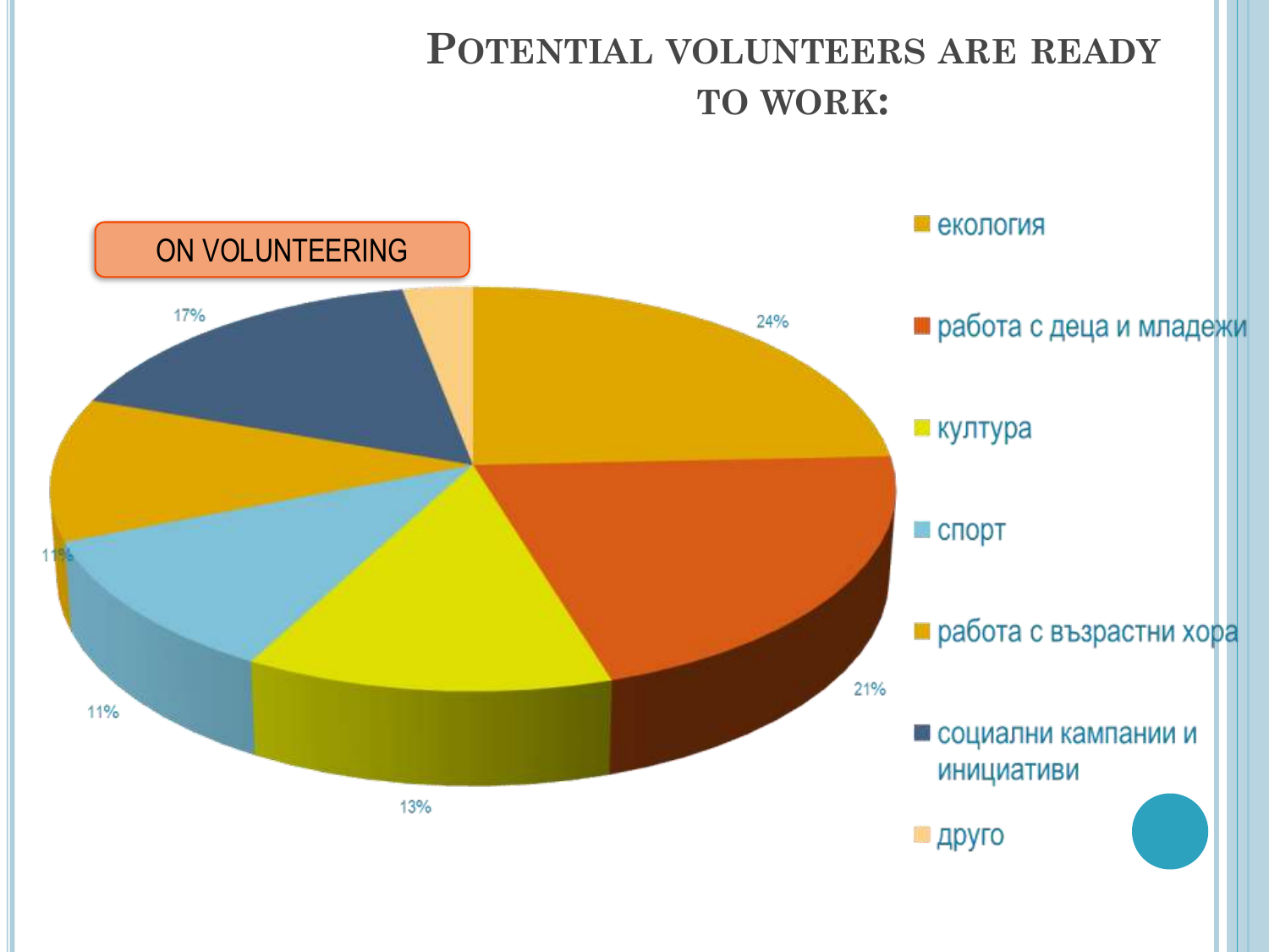# Potential volunteers are ready to work:

ON VOLUNTEERING

| Категория | % |
|---|---|
| екология | 24% |
| работа с деца и младежи | 21% |
| култура | 13% |
| спорт | 11% |
| работа с възрастни хора | 11% |
| социални кампании и инициативи | 17% |
| друго | |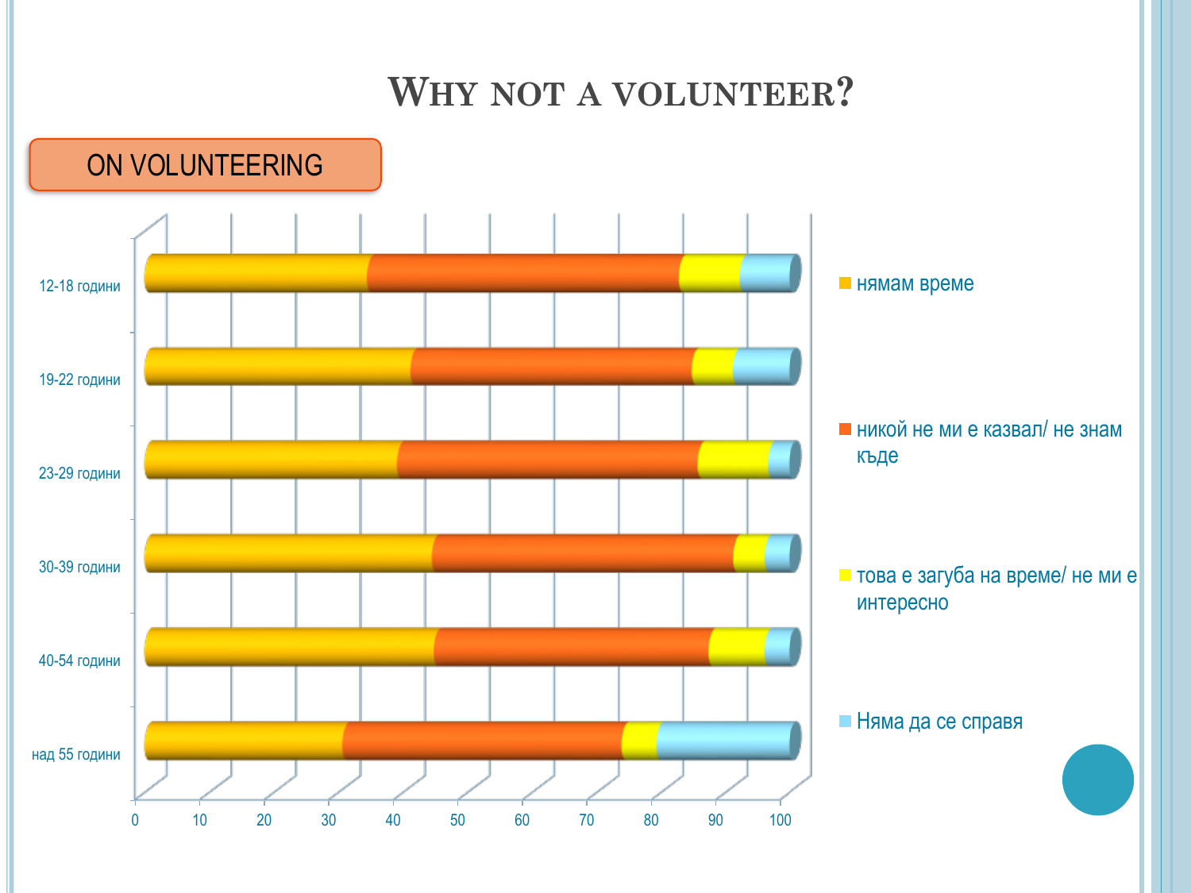# Why not a volunteer?

ON VOLUNTEERING

12-18 години

19-22 години

23-29 години

30-39 години

40-54 години

над 55 години

0 10 20 30 40 50 60 70 80 90 100

- нямам време
- никой не ми е казвал/ не знам къде
- това е загуба на време/ не ми е интересно
- Няма да се справя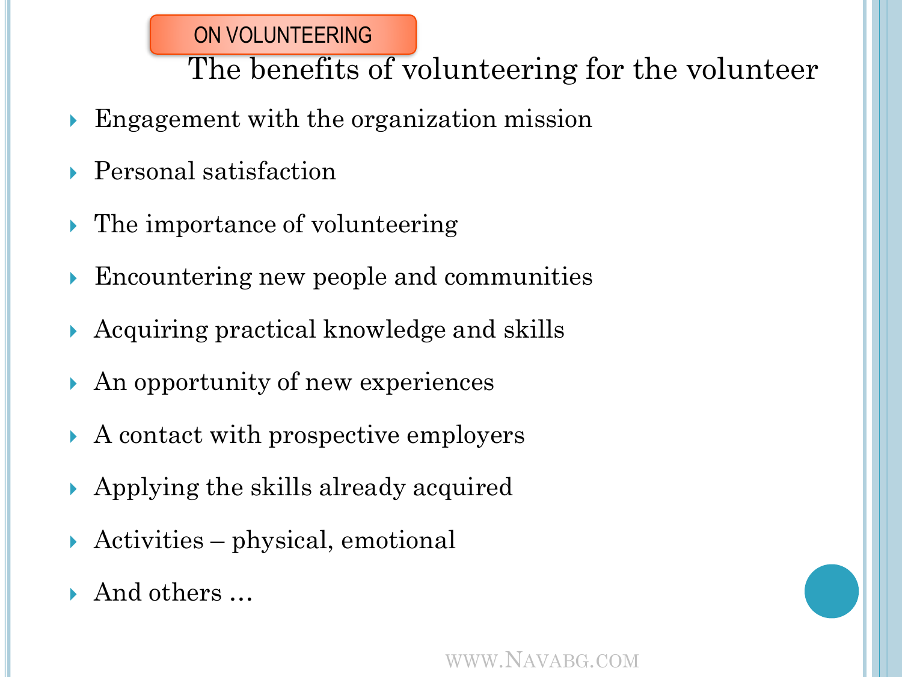ON VOLUNTEERING

## The benefits of volunteering for the volunteer

- Engagement with the organization mission
- Personal satisfaction
- The importance of volunteering
- Encountering new people and communities
- Acquiring practical knowledge and skills
- An opportunity of new experiences
- A contact with prospective employers
- Applying the skills already acquired
- Activities – physical, emotional
- And others …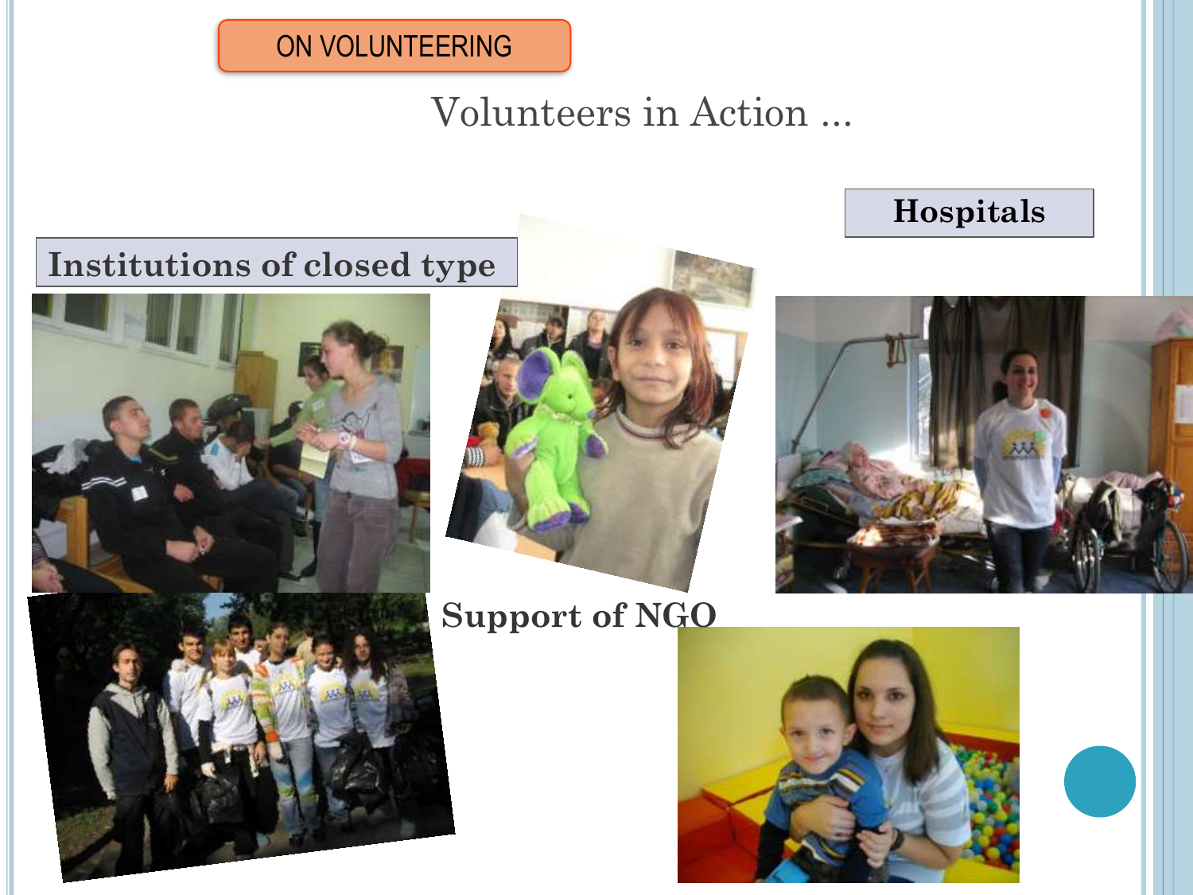ON VOLUNTEERING

# Volunteers in Action ...

**Hospitals**

**Institutions of closed type**

**Support of NGO**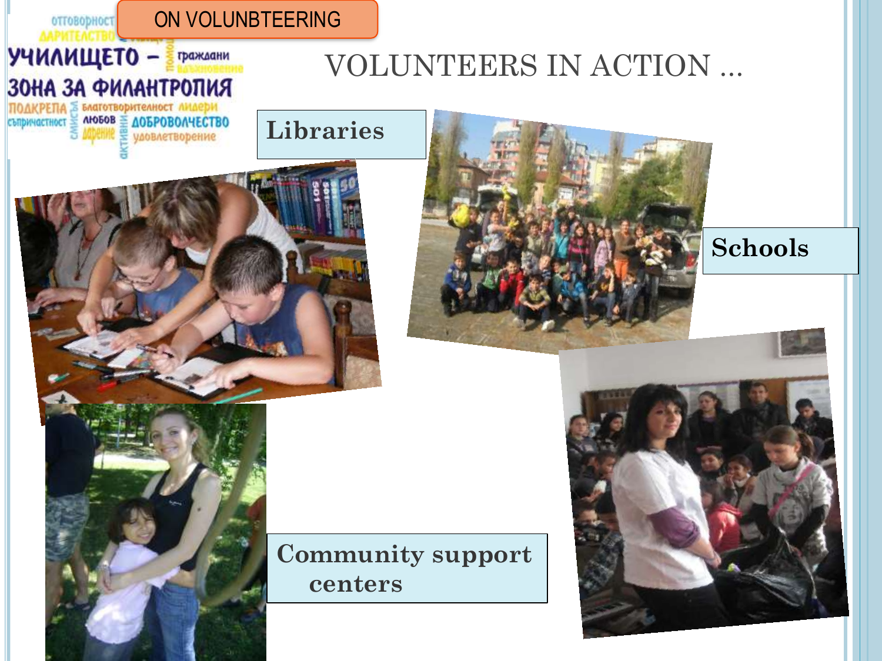ON VOLUNBTEERING

# VOLUNTEERS IN ACTION …

Libraries

Schools

Community support centers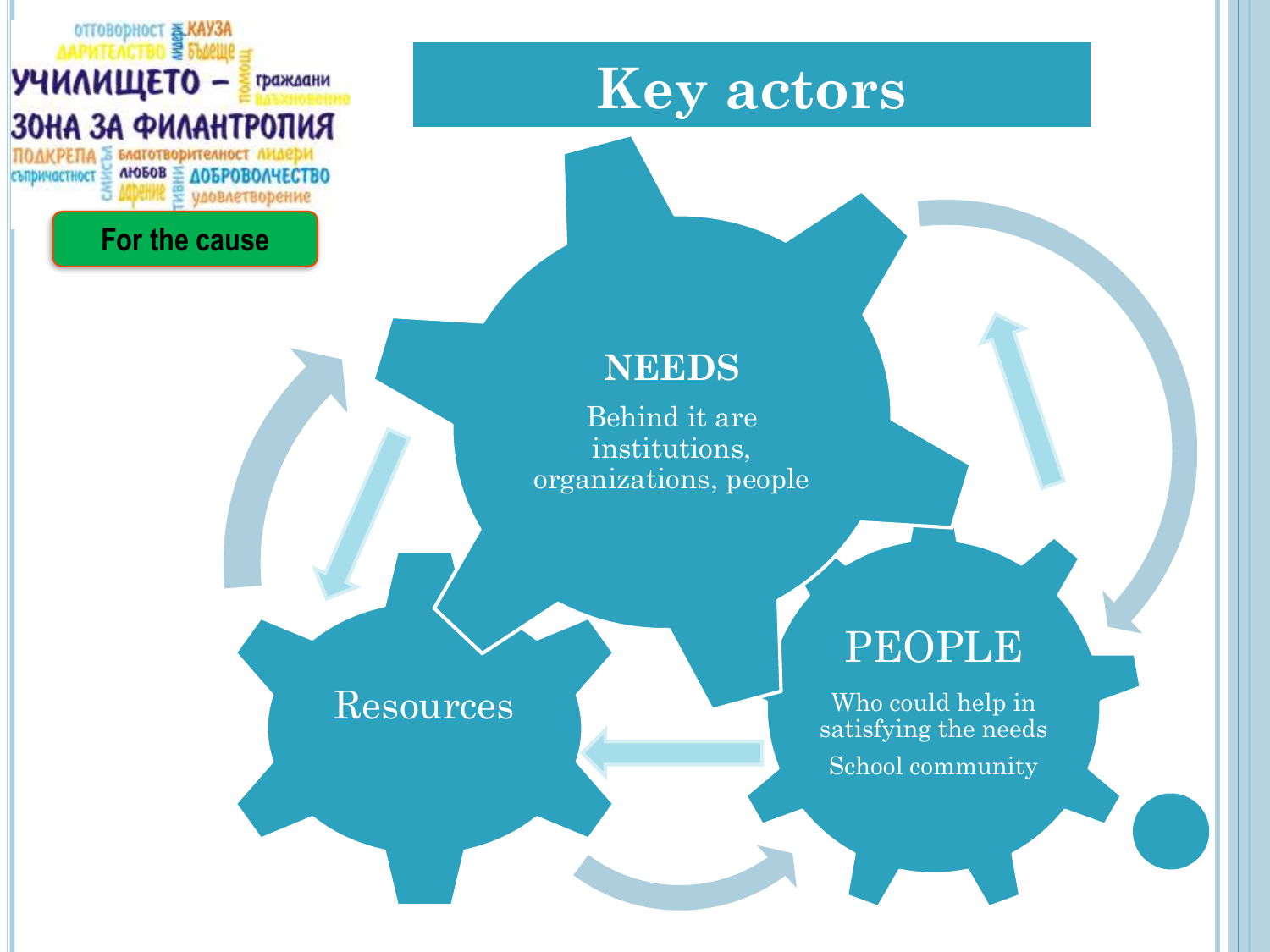УЧИЛИЩЕТО – ЗОНА ЗА ФИЛАНТРОПИЯ

For the cause

# Key actors

**NEEDS**

Behind it are institutions, organizations, people

PEOPLE

Who could help in satisfying the needs

School community

Resources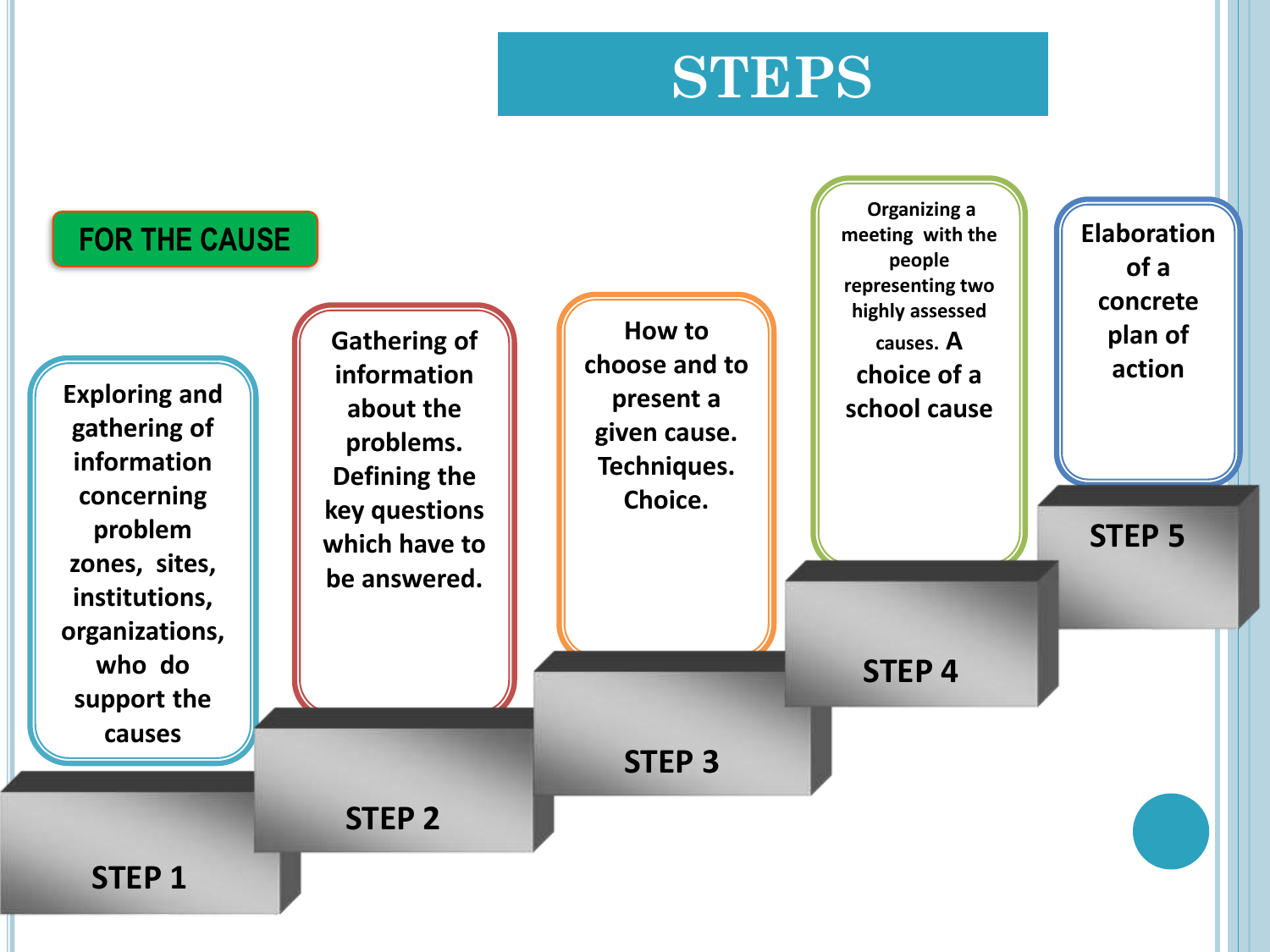# STEPS

**FOR THE CAUSE**

**STEP 1**

Exploring and gathering of information concerning problem zones, sites, institutions, organizations, who do support the causes

**STEP 2**

Gathering of information about the problems. Defining the key questions which have to be answered.

**STEP 3**

How to choose and to present a given cause. Techniques. Choice.

**STEP 4**

Organizing a meeting with the people representing two highly assessed causes. A choice of a school cause

**STEP 5**

Elaboration of a concrete plan of action